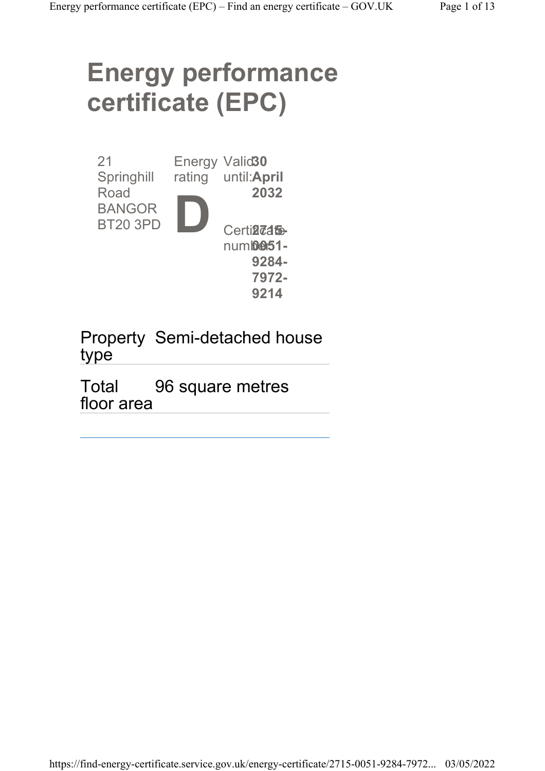# Energy performance certificate (EPC)

21 Springhill Road
BANGOR
BT20 3PD

Energy rating

**D**

Valid until: **30 April 2032**

Certificate number: **2715-0051-9284-7972-9214**

| | |
|---|---|
| Property type | Semi-detached house |
| Total floor area | 96 square metres |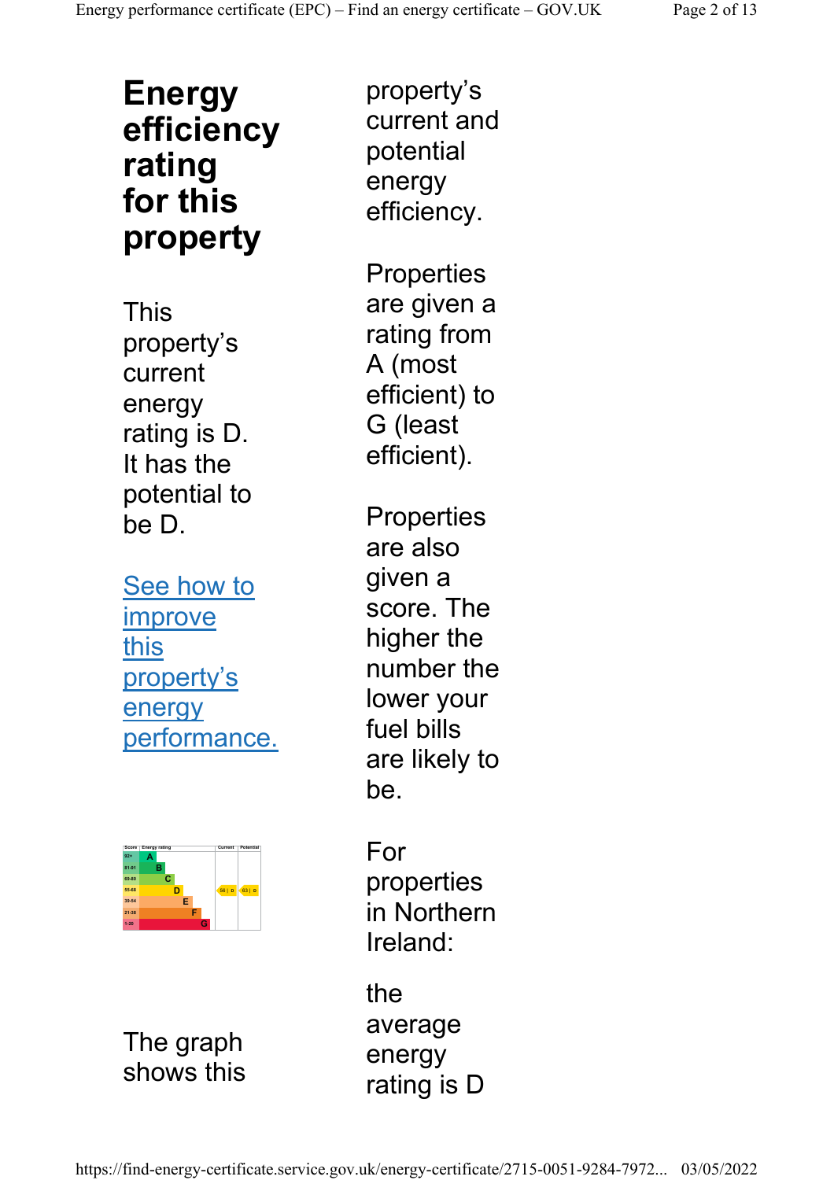# Energy efficiency rating for this property

This property's current energy rating is D. It has the potential to be D.

See how to improve this property's energy performance.

Score
Energy rating
Current
Potential
92+ A
81-91 B
69-80 C
55-68 D
39-54 E
21-38 F
1-20 G
56 | D
63 | D

The graph shows this property's current and potential energy efficiency.

Properties are given a rating from A (most efficient) to G (least efficient).

Properties are also given a score. The higher the number the lower your fuel bills are likely to be.

For properties in Northern Ireland:

the average energy rating is D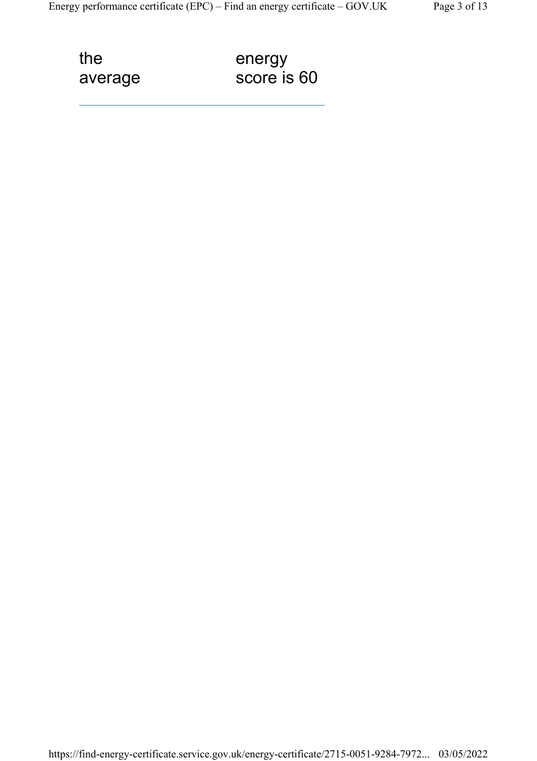| | |
|---|---|
| the average | energy score is 60 |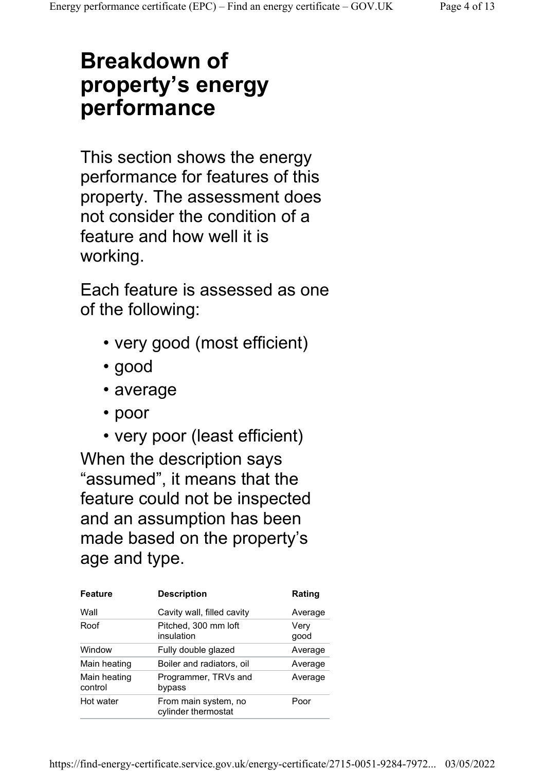# Breakdown of property's energy performance

This section shows the energy performance for features of this property. The assessment does not consider the condition of a feature and how well it is working.

Each feature is assessed as one of the following:

- very good (most efficient)
- good
- average
- poor
- very poor (least efficient)

When the description says "assumed", it means that the feature could not be inspected and an assumption has been made based on the property's age and type.

| Feature | Description | Rating |
|---|---|---|
| Wall | Cavity wall, filled cavity | Average |
| Roof | Pitched, 300 mm loft insulation | Very good |
| Window | Fully double glazed | Average |
| Main heating | Boiler and radiators, oil | Average |
| Main heating control | Programmer, TRVs and bypass | Average |
| Hot water | From main system, no cylinder thermostat | Poor |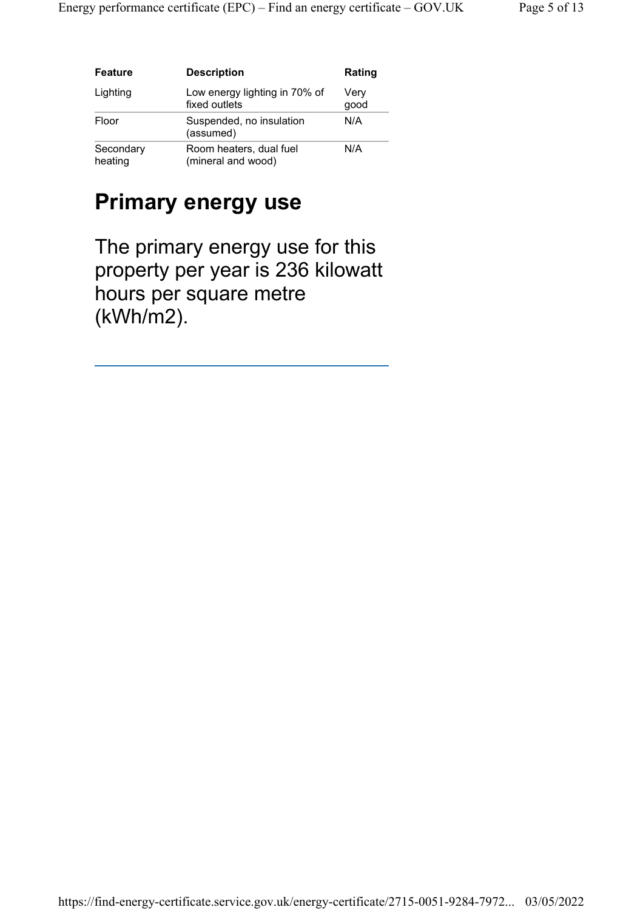| Feature | Description | Rating |
| --- | --- | --- |
| Lighting | Low energy lighting in 70% of fixed outlets | Very good |
| Floor | Suspended, no insulation (assumed) | N/A |
| Secondary heating | Room heaters, dual fuel (mineral and wood) | N/A |

## Primary energy use

The primary energy use for this property per year is 236 kilowatt hours per square metre (kWh/m2).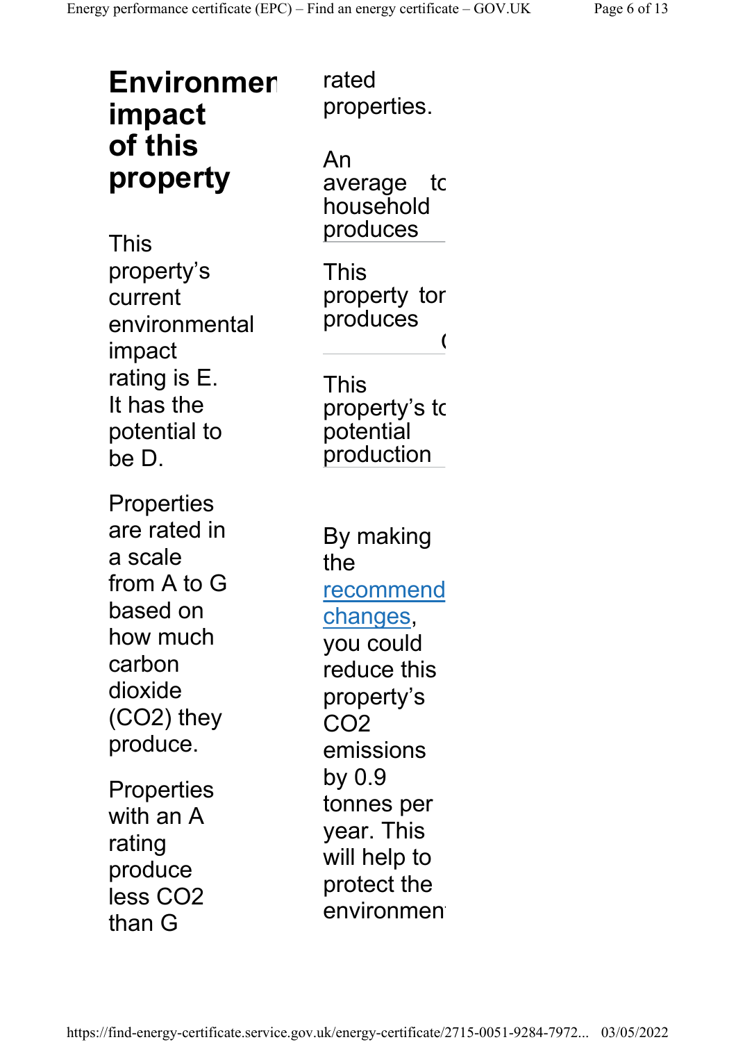## Environmen impact of this property

This property's current environmental impact rating is E. It has the potential to be D.

Properties are rated in a scale from A to G based on how much carbon dioxide ($CO_2$) they produce.

Properties with an A rating produce less $CO_2$ than G rated properties.

| | |
|---|---|
| An average household produces | tc |
| This property produces | tor ( |
| This property's potential production | tc |

By making the recommend changes, you could reduce this property's $CO_2$ emissions by 0.9 tonnes per year. This will help to protect the environmen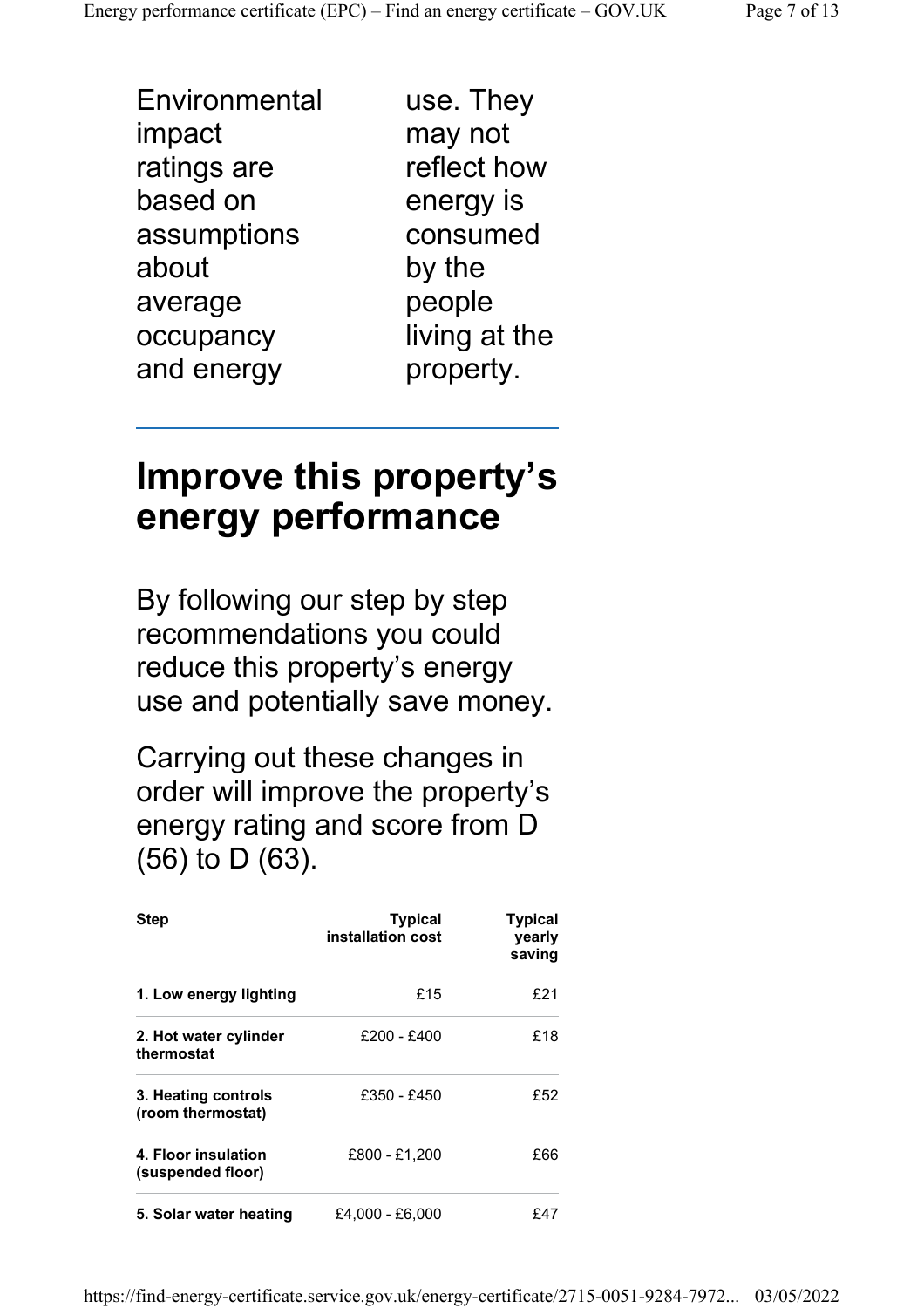Environmental impact ratings are based on assumptions about average occupancy and energy use. They may not reflect how energy is consumed by the people living at the property.

## Improve this property's energy performance

By following our step by step recommendations you could reduce this property's energy use and potentially save money.

Carrying out these changes in order will improve the property's energy rating and score from D (56) to D (63).

| Step | Typical installation cost | Typical yearly saving |
| --- | --- | --- |
| 1. Low energy lighting | £15 | £21 |
| 2. Hot water cylinder thermostat | £200 - £400 | £18 |
| 3. Heating controls (room thermostat) | £350 - £450 | £52 |
| 4. Floor insulation (suspended floor) | £800 - £1,200 | £66 |
| 5. Solar water heating | £4,000 - £6,000 | £47 |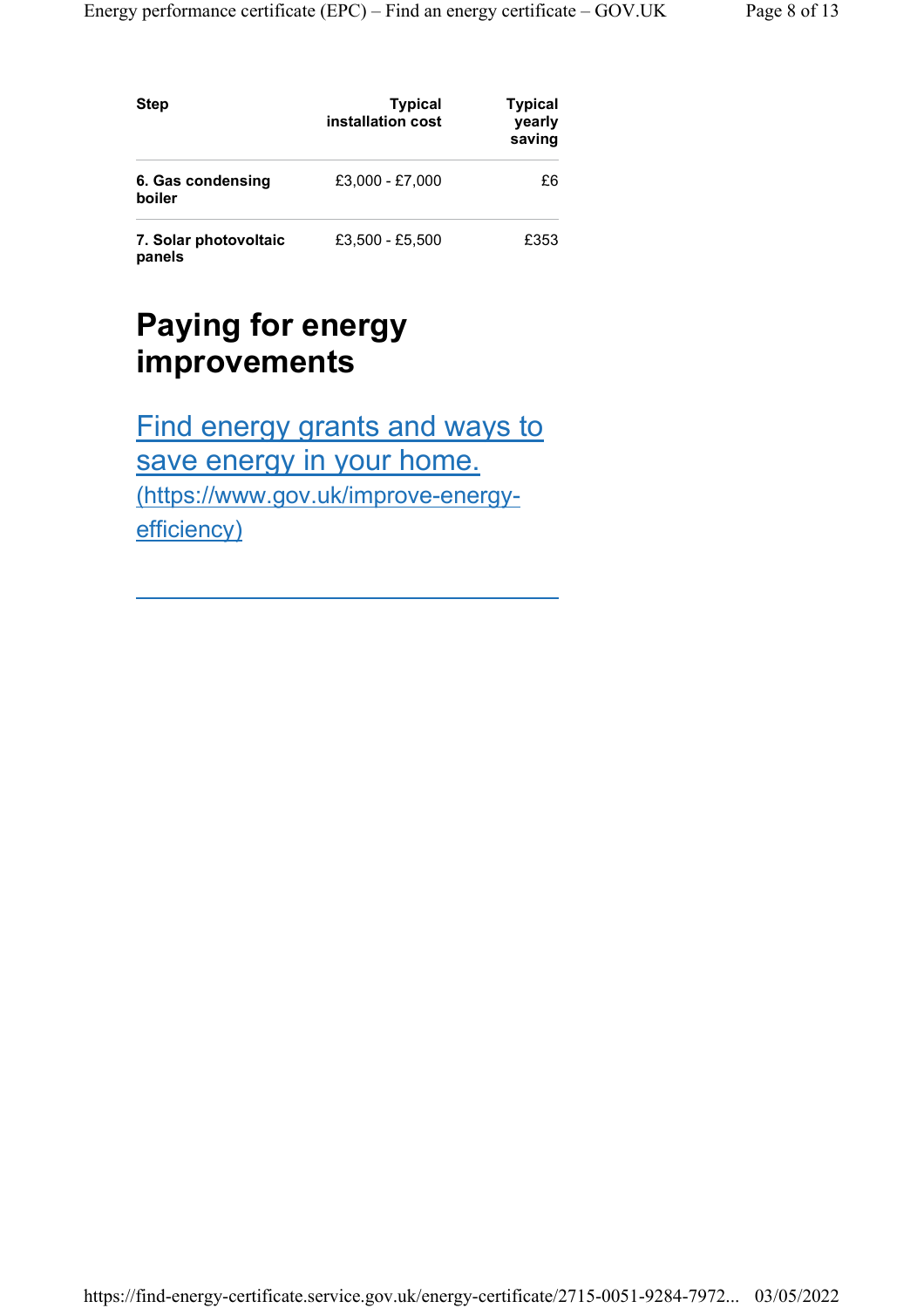| Step | Typical installation cost | Typical yearly saving |
|---|---|---|
| **6. Gas condensing boiler** | £3,000 - £7,000 | £6 |
| **7. Solar photovoltaic panels** | £3,500 - £5,500 | £353 |

## Paying for energy improvements

[Find energy grants and ways to save energy in your home. (https://www.gov.uk/improve-energy-efficiency)](https://www.gov.uk/improve-energy-efficiency)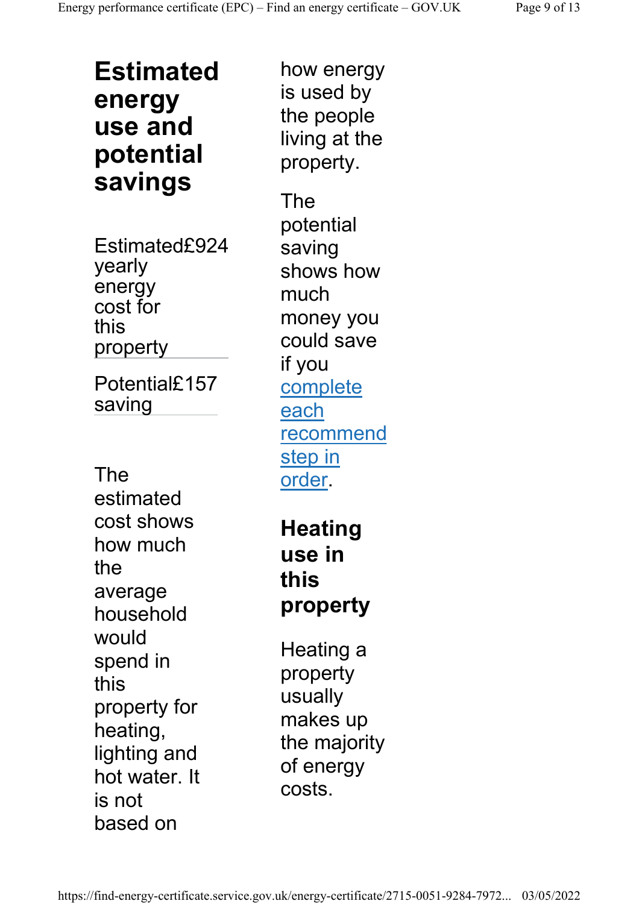## Estimated energy use and potential savings

| | |
|---|---|
| Estimated yearly energy cost for this property | £924 |
| Potential saving | £157 |

The estimated cost shows how much the average household would spend in this property for heating, lighting and hot water. It is not based on how energy is used by the people living at the property.

The potential saving shows how much money you could save if you complete each recommend step in order.

## Heating use in this property

Heating a property usually makes up the majority of energy costs.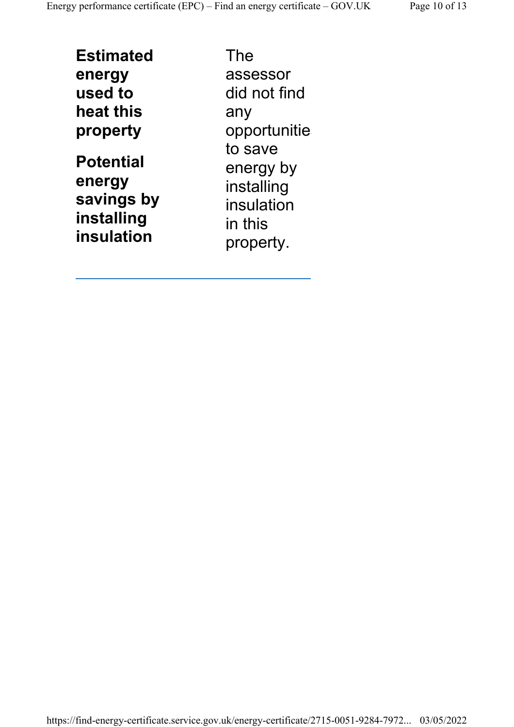| | |
|---|---|
| **Estimated energy used to heat this property** | The assessor did not find any opportunities to save energy by installing insulation in this property. |
| **Potential energy savings by installing insulation** | |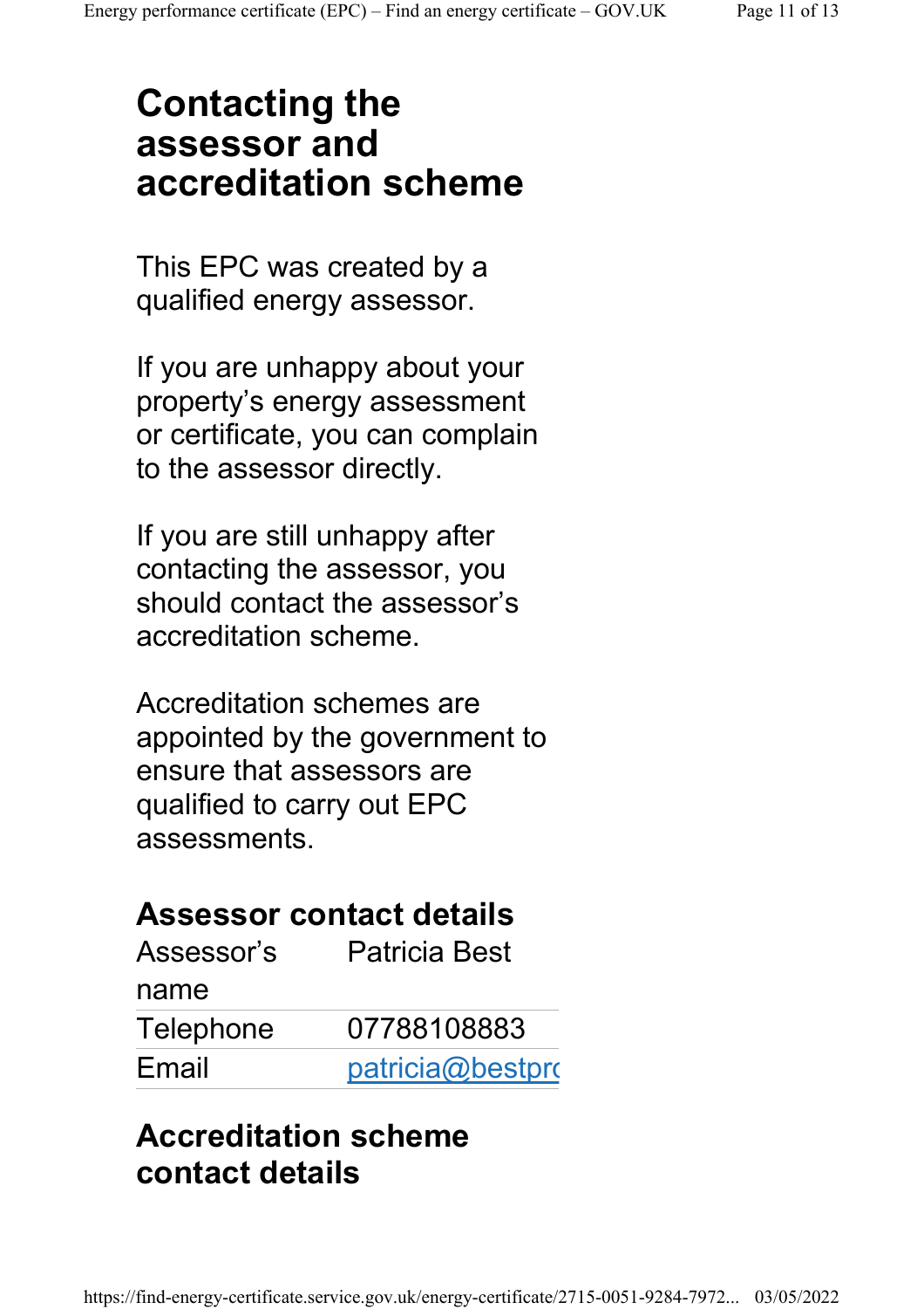## Contacting the assessor and accreditation scheme

This EPC was created by a qualified energy assessor.

If you are unhappy about your property's energy assessment or certificate, you can complain to the assessor directly.

If you are still unhappy after contacting the assessor, you should contact the assessor's accreditation scheme.

Accreditation schemes are appointed by the government to ensure that assessors are qualified to carry out EPC assessments.

### Assessor contact details

| | |
|---|---|
| Assessor's name | Patricia Best |
| Telephone | 07788108883 |
| Email | patricia@bestpro |

### Accreditation scheme contact details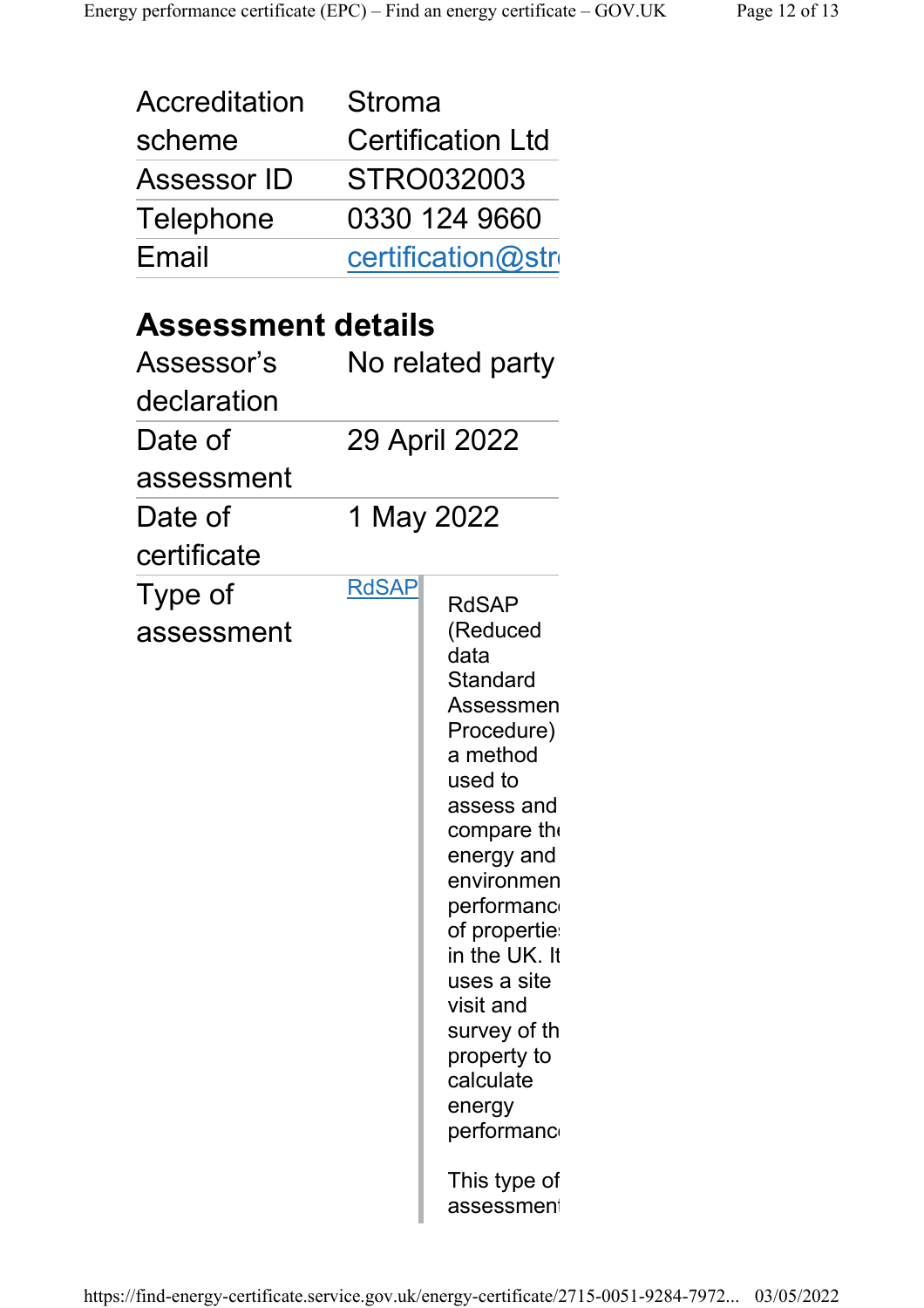| | |
|---|---|
| Accreditation scheme | Stroma Certification Ltd |
| Assessor ID | STRO032003 |
| Telephone | 0330 124 9660 |
| Email | certification@stro |

## Assessment details

| | |
|---|---|
| Assessor's declaration | No related party |
| Date of assessment | 29 April 2022 |
| Date of certificate | 1 May 2022 |
| Type of assessment | RdSAP |

RdSAP (Reduced data Standard Assessmen Procedure) a method used to assess and compare th energy and environmen performanc of propertie in the UK. It uses a site visit and survey of th property to calculate energy performanc

This type of assessment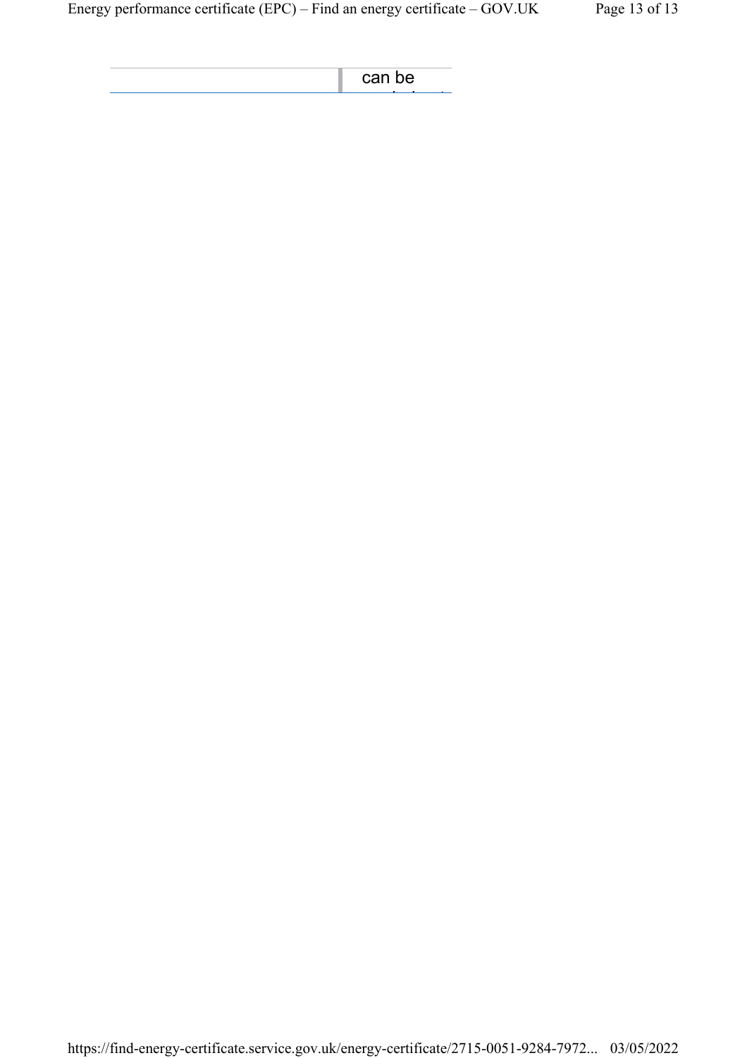| | |
|---|---|
| | can be |